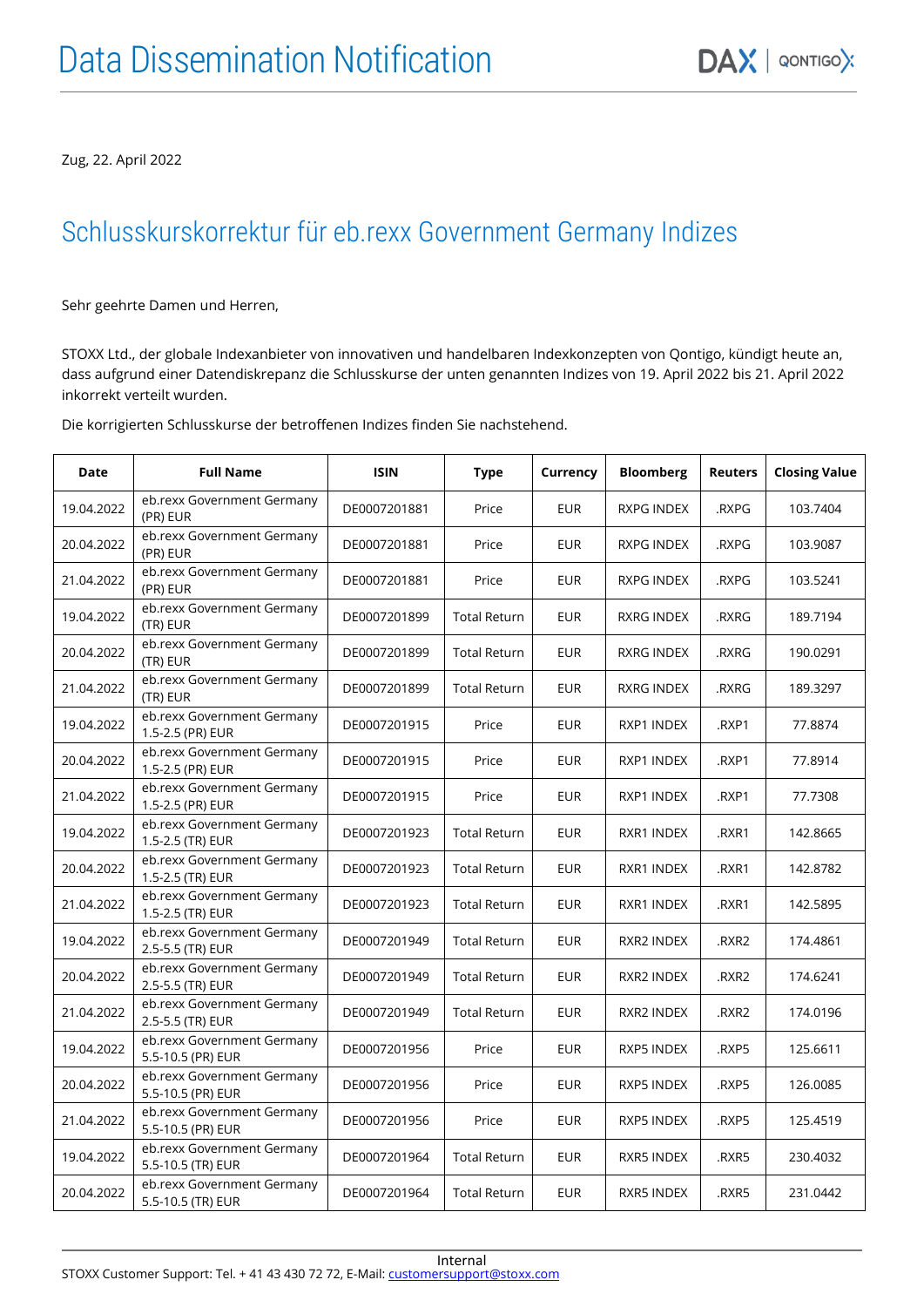# Data Dissemination Notification

Zug, 22. April 2022

## Schlusskurskorrektur für eb.rexx Government Germany Indizes

Sehr geehrte Damen und Herren,

STOXX Ltd., der globale Indexanbieter von innovativen und handelbaren Indexkonzepten von Qontigo, kündigt heute an, dass aufgrund einer Datendiskrepanz die Schlusskurse der unten genannten Indizes von 19. April 2022 bis 21. April 2022 inkorrekt verteilt wurden.

Die korrigierten Schlusskurse der betroffenen Indizes finden Sie nachstehend.

| Date | Full Name | ISIN | Type | Currency | Bloomberg | Reuters | Closing Value |
|---|---|---|---|---|---|---|---|
| 19.04.2022 | eb.rexx Government Germany (PR) EUR | DE0007201881 | Price | EUR | RXPG INDEX | .RXPG | 103.7404 |
| 20.04.2022 | eb.rexx Government Germany (PR) EUR | DE0007201881 | Price | EUR | RXPG INDEX | .RXPG | 103.9087 |
| 21.04.2022 | eb.rexx Government Germany (PR) EUR | DE0007201881 | Price | EUR | RXPG INDEX | .RXPG | 103.5241 |
| 19.04.2022 | eb.rexx Government Germany (TR) EUR | DE0007201899 | Total Return | EUR | RXRG INDEX | .RXRG | 189.7194 |
| 20.04.2022 | eb.rexx Government Germany (TR) EUR | DE0007201899 | Total Return | EUR | RXRG INDEX | .RXRG | 190.0291 |
| 21.04.2022 | eb.rexx Government Germany (TR) EUR | DE0007201899 | Total Return | EUR | RXRG INDEX | .RXRG | 189.3297 |
| 19.04.2022 | eb.rexx Government Germany 1.5-2.5 (PR) EUR | DE0007201915 | Price | EUR | RXP1 INDEX | .RXP1 | 77.8874 |
| 20.04.2022 | eb.rexx Government Germany 1.5-2.5 (PR) EUR | DE0007201915 | Price | EUR | RXP1 INDEX | .RXP1 | 77.8914 |
| 21.04.2022 | eb.rexx Government Germany 1.5-2.5 (PR) EUR | DE0007201915 | Price | EUR | RXP1 INDEX | .RXP1 | 77.7308 |
| 19.04.2022 | eb.rexx Government Germany 1.5-2.5 (TR) EUR | DE0007201923 | Total Return | EUR | RXR1 INDEX | .RXR1 | 142.8665 |
| 20.04.2022 | eb.rexx Government Germany 1.5-2.5 (TR) EUR | DE0007201923 | Total Return | EUR | RXR1 INDEX | .RXR1 | 142.8782 |
| 21.04.2022 | eb.rexx Government Germany 1.5-2.5 (TR) EUR | DE0007201923 | Total Return | EUR | RXR1 INDEX | .RXR1 | 142.5895 |
| 19.04.2022 | eb.rexx Government Germany 2.5-5.5 (TR) EUR | DE0007201949 | Total Return | EUR | RXR2 INDEX | .RXR2 | 174.4861 |
| 20.04.2022 | eb.rexx Government Germany 2.5-5.5 (TR) EUR | DE0007201949 | Total Return | EUR | RXR2 INDEX | .RXR2 | 174.6241 |
| 21.04.2022 | eb.rexx Government Germany 2.5-5.5 (TR) EUR | DE0007201949 | Total Return | EUR | RXR2 INDEX | .RXR2 | 174.0196 |
| 19.04.2022 | eb.rexx Government Germany 5.5-10.5 (PR) EUR | DE0007201956 | Price | EUR | RXP5 INDEX | .RXP5 | 125.6611 |
| 20.04.2022 | eb.rexx Government Germany 5.5-10.5 (PR) EUR | DE0007201956 | Price | EUR | RXP5 INDEX | .RXP5 | 126.0085 |
| 21.04.2022 | eb.rexx Government Germany 5.5-10.5 (PR) EUR | DE0007201956 | Price | EUR | RXP5 INDEX | .RXP5 | 125.4519 |
| 19.04.2022 | eb.rexx Government Germany 5.5-10.5 (TR) EUR | DE0007201964 | Total Return | EUR | RXR5 INDEX | .RXR5 | 230.4032 |
| 20.04.2022 | eb.rexx Government Germany 5.5-10.5 (TR) EUR | DE0007201964 | Total Return | EUR | RXR5 INDEX | .RXR5 | 231.0442 |

Internal

STOXX Customer Support: Tel. + 41 43 430 72 72, E-Mail: customersupport@stoxx.com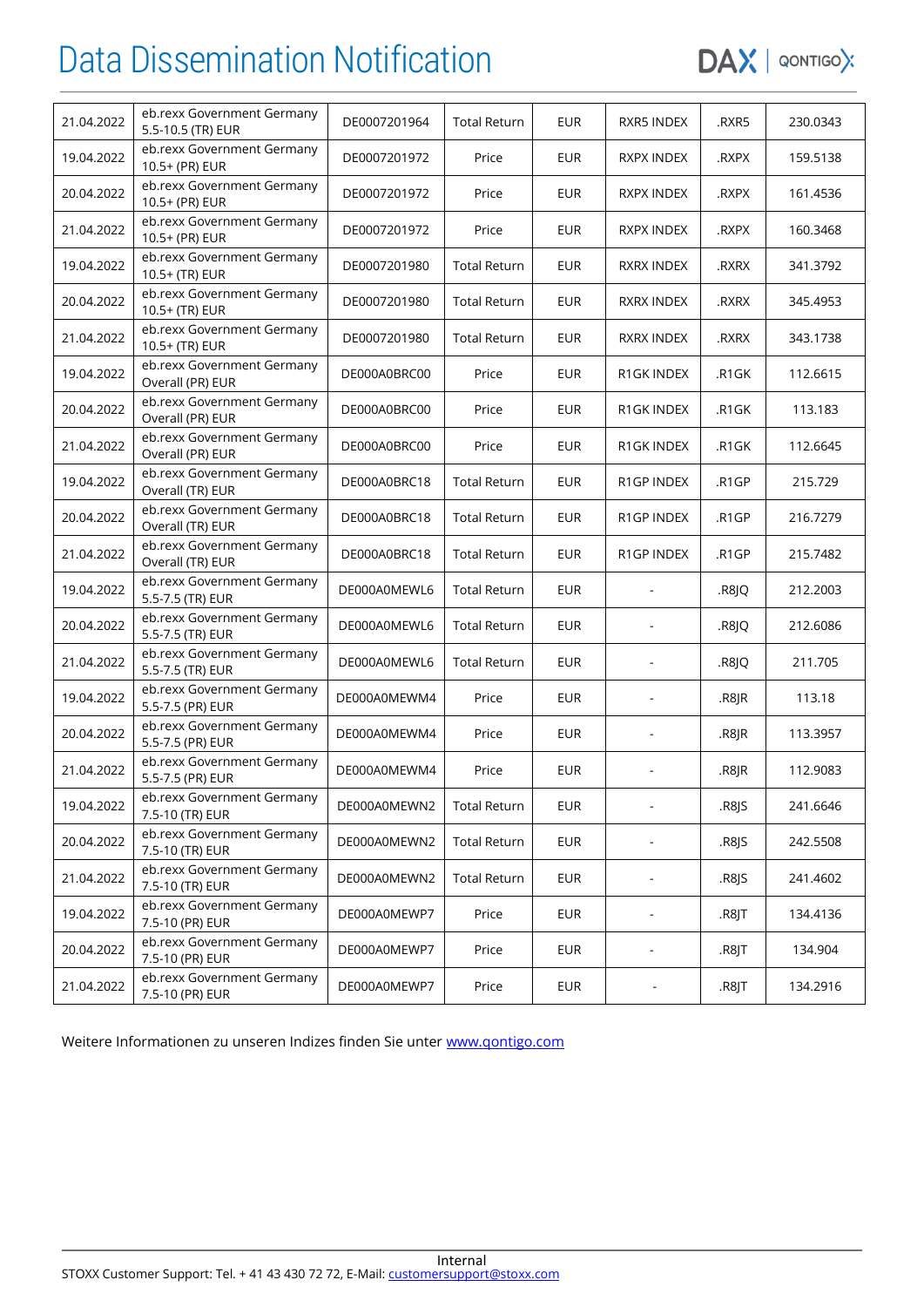| | | | | | | | |
|---|---|---|---|---|---|---|---|
| 21.04.2022 | eb.rexx Government Germany 5.5-10.5 (TR) EUR | DE0007201964 | Total Return | EUR | RXR5 INDEX | .RXR5 | 230.0343 |
| 19.04.2022 | eb.rexx Government Germany 10.5+ (PR) EUR | DE0007201972 | Price | EUR | RXPX INDEX | .RXPX | 159.5138 |
| 20.04.2022 | eb.rexx Government Germany 10.5+ (PR) EUR | DE0007201972 | Price | EUR | RXPX INDEX | .RXPX | 161.4536 |
| 21.04.2022 | eb.rexx Government Germany 10.5+ (PR) EUR | DE0007201972 | Price | EUR | RXPX INDEX | .RXPX | 160.3468 |
| 19.04.2022 | eb.rexx Government Germany 10.5+ (TR) EUR | DE0007201980 | Total Return | EUR | RXRX INDEX | .RXRX | 341.3792 |
| 20.04.2022 | eb.rexx Government Germany 10.5+ (TR) EUR | DE0007201980 | Total Return | EUR | RXRX INDEX | .RXRX | 345.4953 |
| 21.04.2022 | eb.rexx Government Germany 10.5+ (TR) EUR | DE0007201980 | Total Return | EUR | RXRX INDEX | .RXRX | 343.1738 |
| 19.04.2022 | eb.rexx Government Germany Overall (PR) EUR | DE000A0BRC00 | Price | EUR | R1GK INDEX | .R1GK | 112.6615 |
| 20.04.2022 | eb.rexx Government Germany Overall (PR) EUR | DE000A0BRC00 | Price | EUR | R1GK INDEX | .R1GK | 113.183 |
| 21.04.2022 | eb.rexx Government Germany Overall (PR) EUR | DE000A0BRC00 | Price | EUR | R1GK INDEX | .R1GK | 112.6645 |
| 19.04.2022 | eb.rexx Government Germany Overall (TR) EUR | DE000A0BRC18 | Total Return | EUR | R1GP INDEX | .R1GP | 215.729 |
| 20.04.2022 | eb.rexx Government Germany Overall (TR) EUR | DE000A0BRC18 | Total Return | EUR | R1GP INDEX | .R1GP | 216.7279 |
| 21.04.2022 | eb.rexx Government Germany Overall (TR) EUR | DE000A0BRC18 | Total Return | EUR | R1GP INDEX | .R1GP | 215.7482 |
| 19.04.2022 | eb.rexx Government Germany 5.5-7.5 (TR) EUR | DE000A0MEWL6 | Total Return | EUR | - | .R8JQ | 212.2003 |
| 20.04.2022 | eb.rexx Government Germany 5.5-7.5 (TR) EUR | DE000A0MEWL6 | Total Return | EUR | - | .R8JQ | 212.6086 |
| 21.04.2022 | eb.rexx Government Germany 5.5-7.5 (TR) EUR | DE000A0MEWL6 | Total Return | EUR | - | .R8JQ | 211.705 |
| 19.04.2022 | eb.rexx Government Germany 5.5-7.5 (PR) EUR | DE000A0MEWM4 | Price | EUR | - | .R8JR | 113.18 |
| 20.04.2022 | eb.rexx Government Germany 5.5-7.5 (PR) EUR | DE000A0MEWM4 | Price | EUR | - | .R8JR | 113.3957 |
| 21.04.2022 | eb.rexx Government Germany 5.5-7.5 (PR) EUR | DE000A0MEWM4 | Price | EUR | - | .R8JR | 112.9083 |
| 19.04.2022 | eb.rexx Government Germany 7.5-10 (TR) EUR | DE000A0MEWN2 | Total Return | EUR | - | .R8JS | 241.6646 |
| 20.04.2022 | eb.rexx Government Germany 7.5-10 (TR) EUR | DE000A0MEWN2 | Total Return | EUR | - | .R8JS | 242.5508 |
| 21.04.2022 | eb.rexx Government Germany 7.5-10 (TR) EUR | DE000A0MEWN2 | Total Return | EUR | - | .R8JS | 241.4602 |
| 19.04.2022 | eb.rexx Government Germany 7.5-10 (PR) EUR | DE000A0MEWP7 | Price | EUR | - | .R8JT | 134.4136 |
| 20.04.2022 | eb.rexx Government Germany 7.5-10 (PR) EUR | DE000A0MEWP7 | Price | EUR | - | .R8JT | 134.904 |
| 21.04.2022 | eb.rexx Government Germany 7.5-10 (PR) EUR | DE000A0MEWP7 | Price | EUR | - | .R8JT | 134.2916 |

Weitere Informationen zu unseren Indizes finden Sie unter [www.qontigo.com](http://www.qontigo.com)